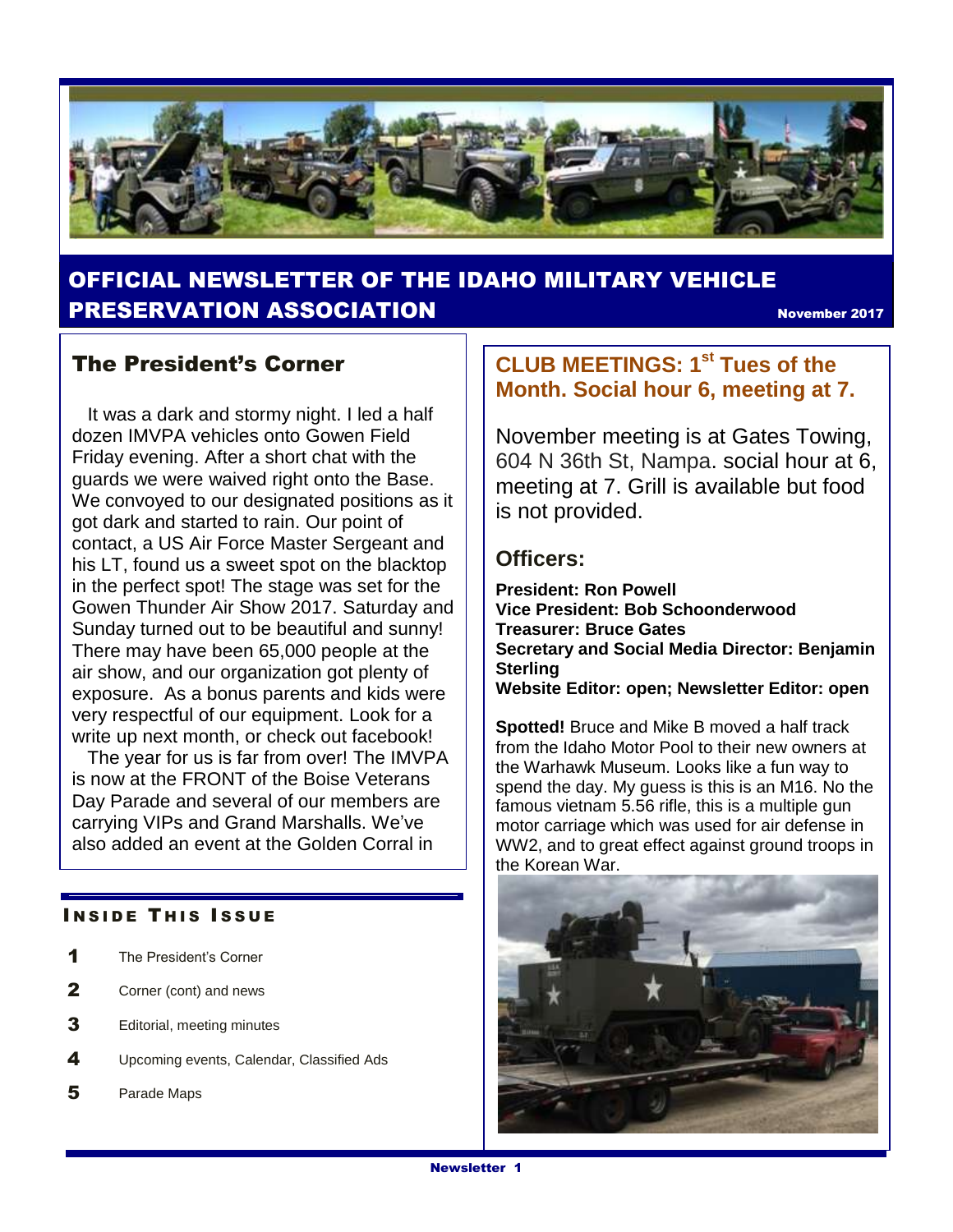# OFFICIAL NEWSLETTER OF THE IDAHO MILITARY VEHICLE PRESERVATION ASSOCIATION

November 2017

## The President's Corner

It was a dark and stormy night. I led a half dozen IMVPA vehicles onto Gowen Field Friday evening. After a short chat with the guards we were waived right onto the Base. We convoyed to our designated positions as it got dark and started to rain. Our point of contact, a US Air Force Master Sergeant and his LT, found us a sweet spot on the blacktop in the perfect spot! The stage was set for the Gowen Thunder Air Show 2017. Saturday and Sunday turned out to be beautiful and sunny! There may have been 65,000 people at the air show, and our organization got plenty of exposure. As a bonus parents and kids were very respectful of our equipment. Look for a write up next month, or check out facebook!

The year for us is far from over! The IMVPA is now at the FRONT of the Boise Veterans Day Parade and several of our members are carrying VIPs and Grand Marshalls. We've also added an event at the Golden Corral in

### INSIDE THIS ISSUE

| | |
|---|---|
| 1 | The President's Corner |
| 2 | Corner (cont) and news |
| 3 | Editorial, meeting minutes |
| 4 | Upcoming events, Calendar, Classified Ads |
| 5 | Parade Maps |

## CLUB MEETINGS: 1st Tues of the Month. Social hour 6, meeting at 7.

November meeting is at Gates Towing, 604 N 36th St, Nampa. social hour at 6, meeting at 7. Grill is available but food is not provided.

### Officers:

**President: Ron Powell**
**Vice President: Bob Schoonderwood**
**Treasurer: Bruce Gates**
**Secretary and Social Media Director: Benjamin Sterling**
**Website Editor: open; Newsletter Editor: open**

**Spotted!** Bruce and Mike B moved a half track from the Idaho Motor Pool to their new owners at the Warhawk Museum. Looks like a fun way to spend the day. My guess is this is an M16. No the famous vietnam 5.56 rifle, this is a multiple gun motor carriage which was used for air defense in WW2, and to great effect against ground troops in the Korean War.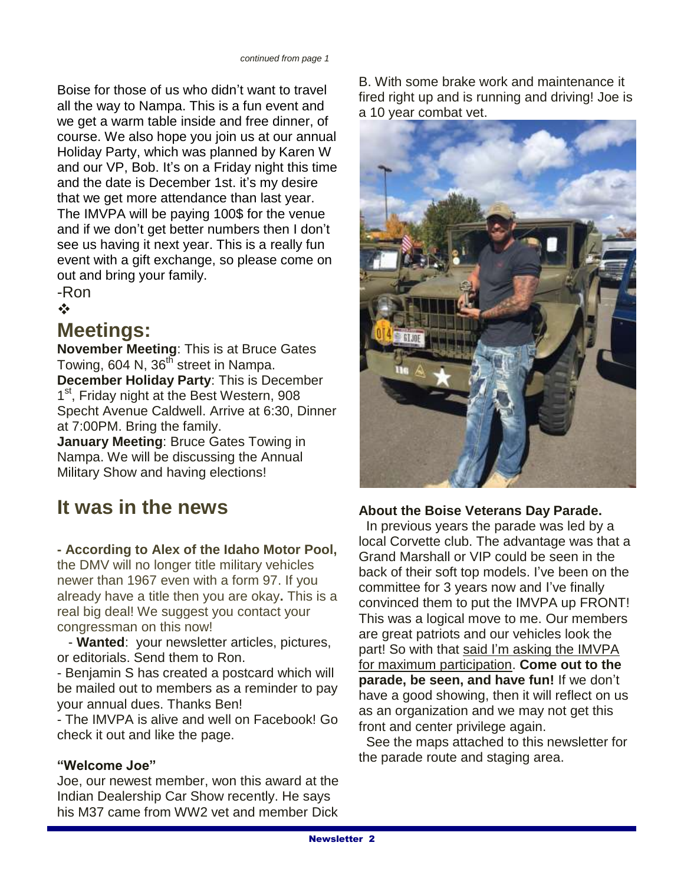*continued from page 1*

Boise for those of us who didn't want to travel all the way to Nampa. This is a fun event and we get a warm table inside and free dinner, of course. We also hope you join us at our annual Holiday Party, which was planned by Karen W and our VP, Bob. It's on a Friday night this time and the date is December 1st. it's my desire that we get more attendance than last year. The IMVPA will be paying 100$ for the venue and if we don't get better numbers then I don't see us having it next year. This is a really fun event with a gift exchange, so please come on out and bring your family.

-Ron

❖

## Meetings:

**November Meeting**: This is at Bruce Gates Towing, 604 N, 36th street in Nampa.

**December Holiday Party**: This is December 1st, Friday night at the Best Western, 908 Specht Avenue Caldwell. Arrive at 6:30, Dinner at 7:00PM. Bring the family.

**January Meeting**: Bruce Gates Towing in Nampa. We will be discussing the Annual Military Show and having elections!

## It was in the news

**- According to Alex of the Idaho Motor Pool,** the DMV will no longer title military vehicles newer than 1967 even with a form 97. If you already have a title then you are okay**.** This is a real big deal! We suggest you contact your congressman on this now!

- **Wanted**: your newsletter articles, pictures, or editorials. Send them to Ron.

- Benjamin S has created a postcard which will be mailed out to members as a reminder to pay your annual dues. Thanks Ben!

- The IMVPA is alive and well on Facebook! Go check it out and like the page.

**"Welcome Joe"**

Joe, our newest member, won this award at the Indian Dealership Car Show recently. He says his M37 came from WW2 vet and member Dick B. With some brake work and maintenance it fired right up and is running and driving! Joe is a 10 year combat vet.

**About the Boise Veterans Day Parade.**

In previous years the parade was led by a local Corvette club. The advantage was that a Grand Marshall or VIP could be seen in the back of their soft top models. I've been on the committee for 3 years now and I've finally convinced them to put the IMVPA up FRONT! This was a logical move to me. Our members are great patriots and our vehicles look the part! So with that said I'm asking the IMVPA for maximum participation. **Come out to the parade, be seen, and have fun!** If we don't have a good showing, then it will reflect on us as an organization and we may not get this front and center privilege again.

See the maps attached to this newsletter for the parade route and staging area.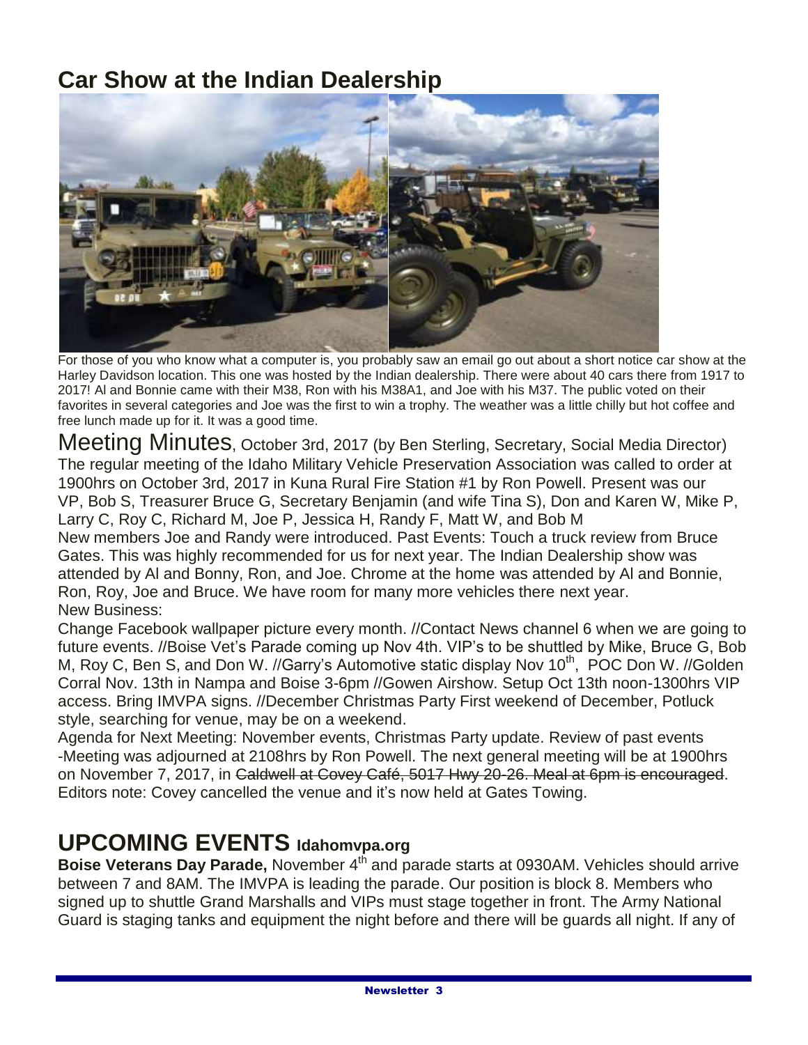## Car Show at the Indian Dealership

For those of you who know what a computer is, you probably saw an email go out about a short notice car show at the Harley Davidson location. This one was hosted by the Indian dealership. There were about 40 cars there from 1917 to 2017! Al and Bonnie came with their M38, Ron with his M38A1, and Joe with his M37. The public voted on their favorites in several categories and Joe was the first to win a trophy. The weather was a little chilly but hot coffee and free lunch made up for it. It was a good time.

Meeting Minutes, October 3rd, 2017 (by Ben Sterling, Secretary, Social Media Director)
The regular meeting of the Idaho Military Vehicle Preservation Association was called to order at 1900hrs on October 3rd, 2017 in Kuna Rural Fire Station #1 by Ron Powell. Present was our VP, Bob S, Treasurer Bruce G, Secretary Benjamin (and wife Tina S), Don and Karen W, Mike P, Larry C, Roy C, Richard M, Joe P, Jessica H, Randy F, Matt W, and Bob M
New members Joe and Randy were introduced. Past Events: Touch a truck review from Bruce Gates. This was highly recommended for us for next year. The Indian Dealership show was attended by Al and Bonny, Ron, and Joe. Chrome at the home was attended by Al and Bonnie, Ron, Roy, Joe and Bruce. We have room for many more vehicles there next year.
New Business:
Change Facebook wallpaper picture every month. //Contact News channel 6 when we are going to future events. //Boise Vet's Parade coming up Nov 4th. VIP's to be shuttled by Mike, Bruce G, Bob M, Roy C, Ben S, and Don W. //Garry's Automotive static display Nov 10th, POC Don W. //Golden Corral Nov. 13th in Nampa and Boise 3-6pm //Gowen Airshow. Setup Oct 13th noon-1300hrs VIP access. Bring IMVPA signs. //December Christmas Party First weekend of December, Potluck style, searching for venue, may be on a weekend.
Agenda for Next Meeting: November events, Christmas Party update. Review of past events
-Meeting was adjourned at 2108hrs by Ron Powell. The next general meeting will be at 1900hrs on November 7, 2017, in ~~Caldwell at Covey Café, 5017 Hwy 20-26. Meal at 6pm is encouraged~~.
Editors note: Covey cancelled the venue and it's now held at Gates Towing.

## UPCOMING EVENTS Idahomvpa.org

**Boise Veterans Day Parade,** November 4th and parade starts at 0930AM. Vehicles should arrive between 7 and 8AM. The IMVPA is leading the parade. Our position is block 8. Members who signed up to shuttle Grand Marshalls and VIPs must stage together in front. The Army National Guard is staging tanks and equipment the night before and there will be guards all night. If any of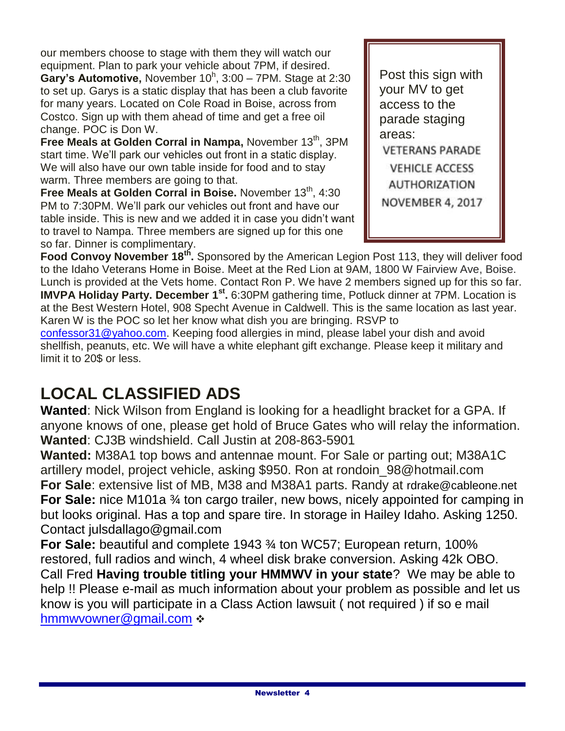our members choose to stage with them they will watch our equipment. Plan to park your vehicle about 7PM, if desired.

**Gary's Automotive,** November 10h, 3:00 – 7PM. Stage at 2:30 to set up. Garys is a static display that has been a club favorite for many years. Located on Cole Road in Boise, across from Costco. Sign up with them ahead of time and get a free oil change. POC is Don W.

**Free Meals at Golden Corral in Nampa,** November 13th, 3PM start time. We'll park our vehicles out front in a static display. We will also have our own table inside for food and to stay warm. Three members are going to that.

**Free Meals at Golden Corral in Boise.** November 13th, 4:30 PM to 7:30PM. We'll park our vehicles out front and have our table inside. This is new and we added it in case you didn't want to travel to Nampa. Three members are signed up for this one so far. Dinner is complimentary.

Post this sign with your MV to get access to the parade staging areas:

VETERANS PARADE
VEHICLE ACCESS
AUTHORIZATION
NOVEMBER 4, 2017

**Food Convoy November 18th.** Sponsored by the American Legion Post 113, they will deliver food to the Idaho Veterans Home in Boise. Meet at the Red Lion at 9AM, 1800 W Fairview Ave, Boise. Lunch is provided at the Vets home. Contact Ron P. We have 2 members signed up for this so far.

**IMVPA Holiday Party. December 1st.** 6:30PM gathering time, Potluck dinner at 7PM. Location is at the Best Western Hotel, 908 Specht Avenue in Caldwell. This is the same location as last year. Karen W is the POC so let her know what dish you are bringing. RSVP to confessor31@yahoo.com. Keeping food allergies in mind, please label your dish and avoid shellfish, peanuts, etc. We will have a white elephant gift exchange. Please keep it military and limit it to 20$ or less.

# LOCAL CLASSIFIED ADS

**Wanted**: Nick Wilson from England is looking for a headlight bracket for a GPA. If anyone knows of one, please get hold of Bruce Gates who will relay the information.

**Wanted**: CJ3B windshield. Call Justin at 208-863-5901

**Wanted:** M38A1 top bows and antennae mount. For Sale or parting out; M38A1C artillery model, project vehicle, asking $950. Ron at rondoin_98@hotmail.com

**For Sale**: extensive list of MB, M38 and M38A1 parts. Randy at rdrake@cableone.net

**For Sale:** nice M101a ¾ ton cargo trailer, new bows, nicely appointed for camping in but looks original. Has a top and spare tire. In storage in Hailey Idaho. Asking 1250. Contact julsdallago@gmail.com

**For Sale:** beautiful and complete 1943 ¾ ton WC57; European return, 100% restored, full radios and winch, 4 wheel disk brake conversion. Asking 42k OBO. Call Fred **Having trouble titling your HMMWV in your state**? We may be able to help !! Please e-mail as much information about your problem as possible and let us know is you will participate in a Class Action lawsuit ( not required ) if so e mail hmmwvowner@gmail.com ❖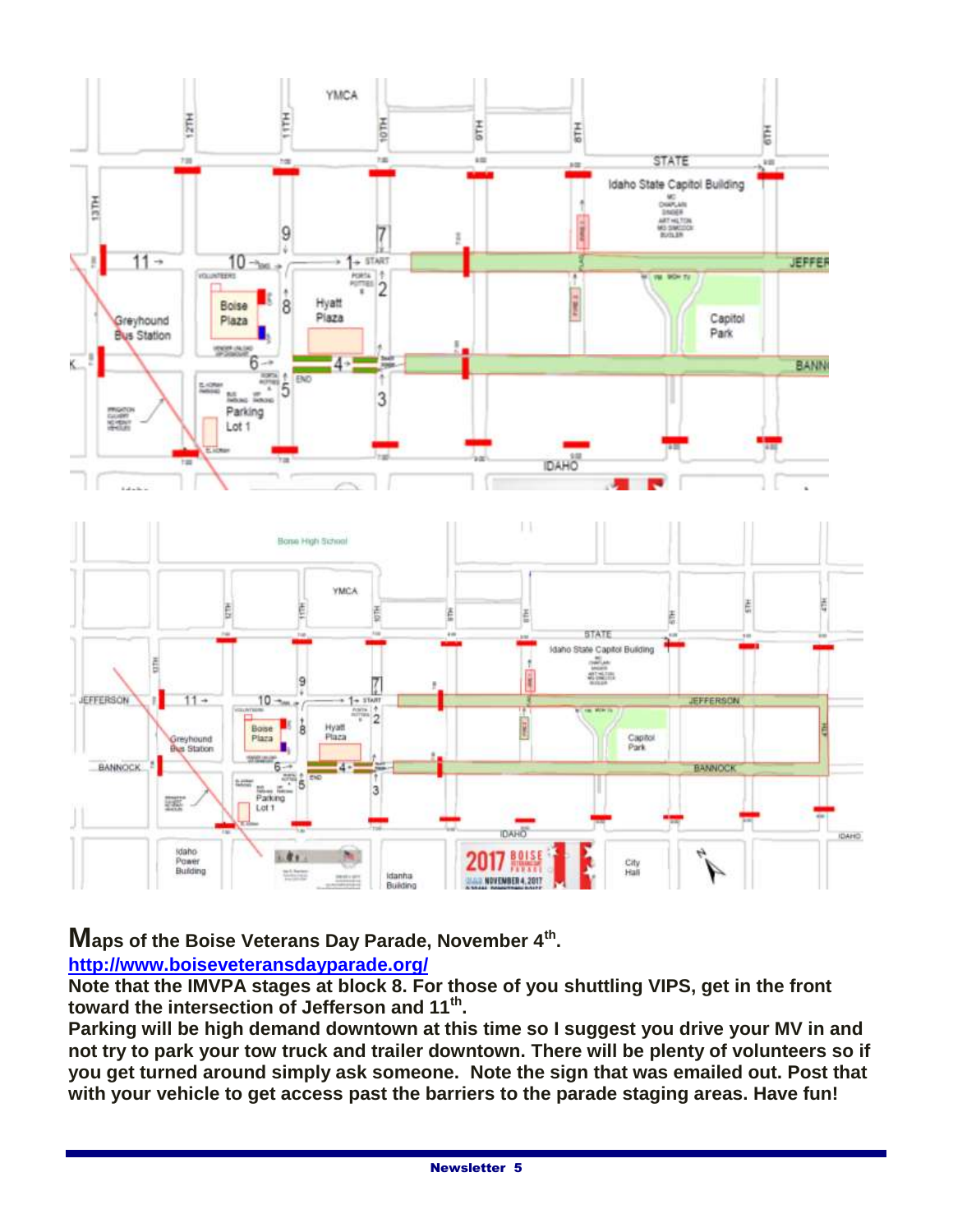**Maps of the Boise Veterans Day Parade, November 4th.**

**http://www.boiseveteransdayparade.org/**

**Note that the IMVPA stages at block 8. For those of you shuttling VIPS, get in the front toward the intersection of Jefferson and 11th.**

**Parking will be high demand downtown at this time so I suggest you drive your MV in and not try to park your tow truck and trailer downtown. There will be plenty of volunteers so if you get turned around simply ask someone. Note the sign that was emailed out. Post that with your vehicle to get access past the barriers to the parade staging areas. Have fun!**